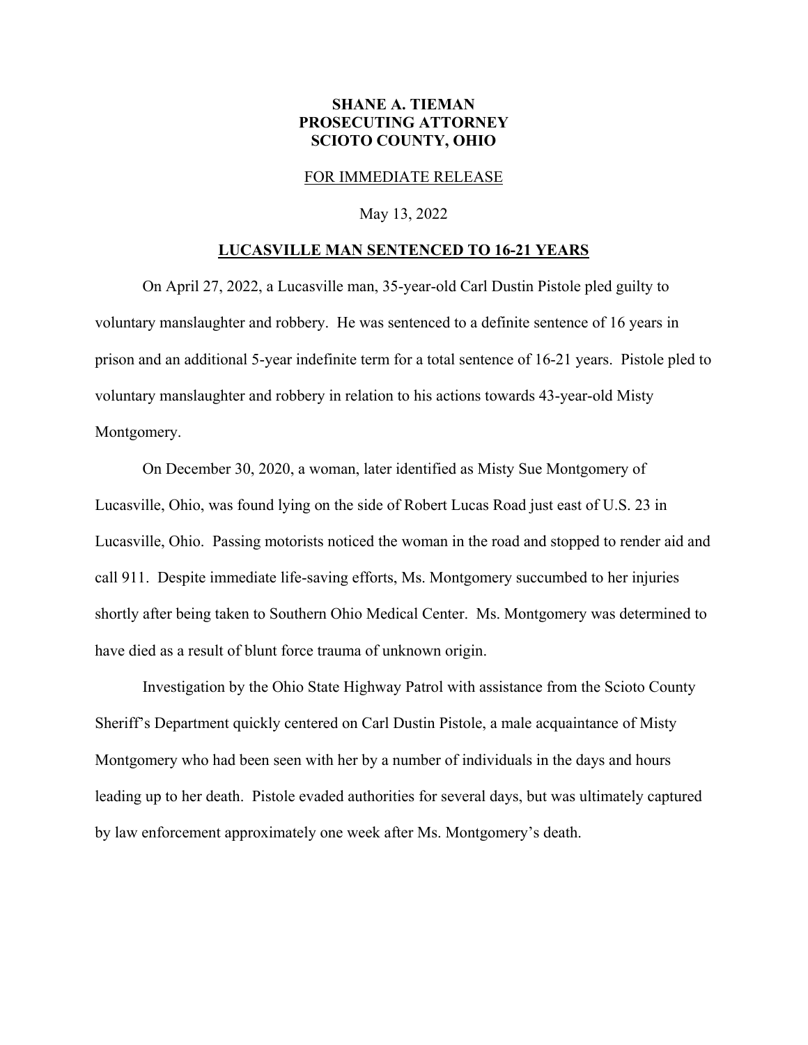**SHANE A. TIEMAN**
**PROSECUTING ATTORNEY**
**SCIOTO COUNTY, OHIO**

FOR IMMEDIATE RELEASE

May 13, 2022

## LUCASVILLE MAN SENTENCED TO 16-21 YEARS

On April 27, 2022, a Lucasville man, 35-year-old Carl Dustin Pistole pled guilty to voluntary manslaughter and robbery. He was sentenced to a definite sentence of 16 years in prison and an additional 5-year indefinite term for a total sentence of 16-21 years. Pistole pled to voluntary manslaughter and robbery in relation to his actions towards 43-year-old Misty Montgomery.

On December 30, 2020, a woman, later identified as Misty Sue Montgomery of Lucasville, Ohio, was found lying on the side of Robert Lucas Road just east of U.S. 23 in Lucasville, Ohio. Passing motorists noticed the woman in the road and stopped to render aid and call 911. Despite immediate life-saving efforts, Ms. Montgomery succumbed to her injuries shortly after being taken to Southern Ohio Medical Center. Ms. Montgomery was determined to have died as a result of blunt force trauma of unknown origin.

Investigation by the Ohio State Highway Patrol with assistance from the Scioto County Sheriff's Department quickly centered on Carl Dustin Pistole, a male acquaintance of Misty Montgomery who had been seen with her by a number of individuals in the days and hours leading up to her death. Pistole evaded authorities for several days, but was ultimately captured by law enforcement approximately one week after Ms. Montgomery's death.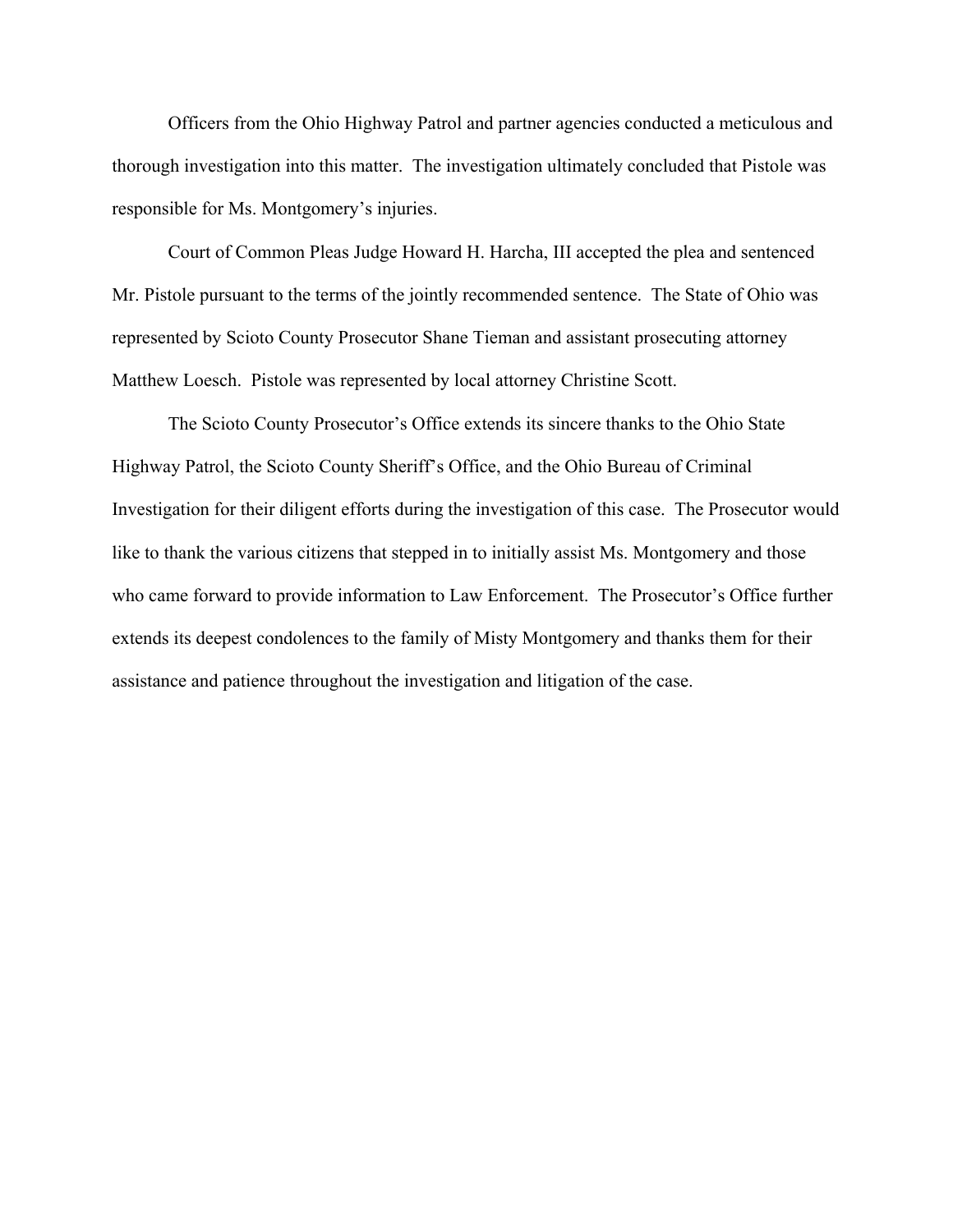Officers from the Ohio Highway Patrol and partner agencies conducted a meticulous and thorough investigation into this matter. The investigation ultimately concluded that Pistole was responsible for Ms. Montgomery's injuries.

Court of Common Pleas Judge Howard H. Harcha, III accepted the plea and sentenced Mr. Pistole pursuant to the terms of the jointly recommended sentence. The State of Ohio was represented by Scioto County Prosecutor Shane Tieman and assistant prosecuting attorney Matthew Loesch. Pistole was represented by local attorney Christine Scott.

The Scioto County Prosecutor's Office extends its sincere thanks to the Ohio State Highway Patrol, the Scioto County Sheriff's Office, and the Ohio Bureau of Criminal Investigation for their diligent efforts during the investigation of this case. The Prosecutor would like to thank the various citizens that stepped in to initially assist Ms. Montgomery and those who came forward to provide information to Law Enforcement. The Prosecutor's Office further extends its deepest condolences to the family of Misty Montgomery and thanks them for their assistance and patience throughout the investigation and litigation of the case.